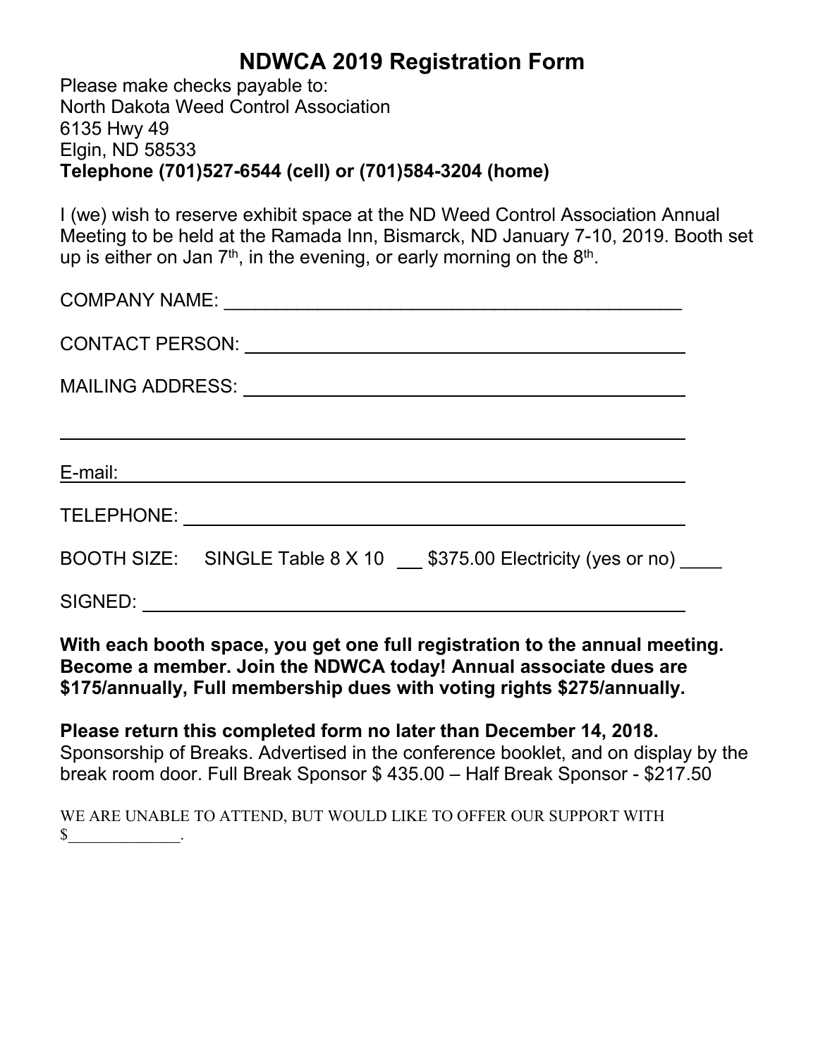# NDWCA 2019 Registration Form

Please make checks payable to:
North Dakota Weed Control Association
6135 Hwy 49
Elgin, ND 58533
**Telephone (701)527-6544 (cell) or (701)584-3204 (home)**

I (we) wish to reserve exhibit space at the ND Weed Control Association Annual Meeting to be held at the Ramada Inn, Bismarck, ND January 7-10, 2019. Booth set up is either on Jan 7th, in the evening, or early morning on the 8th.

COMPANY NAME: ______________________________________________

CONTACT PERSON: ______________________________________________

MAILING ADDRESS: ______________________________________________

______________________________________________

E-mail: ______________________________________________

TELEPHONE: ______________________________________________

BOOTH SIZE: SINGLE Table 8 X 10 ___ $375.00 Electricity (yes or no) ____

SIGNED: ______________________________________________

**With each booth space, you get one full registration to the annual meeting. Become a member. Join the NDWCA today! Annual associate dues are $175/annually, Full membership dues with voting rights $275/annually.**

**Please return this completed form no later than December 14, 2018.**
Sponsorship of Breaks. Advertised in the conference booklet, and on display by the break room door. Full Break Sponsor $ 435.00 – Half Break Sponsor - $217.50

WE ARE UNABLE TO ATTEND, BUT WOULD LIKE TO OFFER OUR SUPPORT WITH $_____________.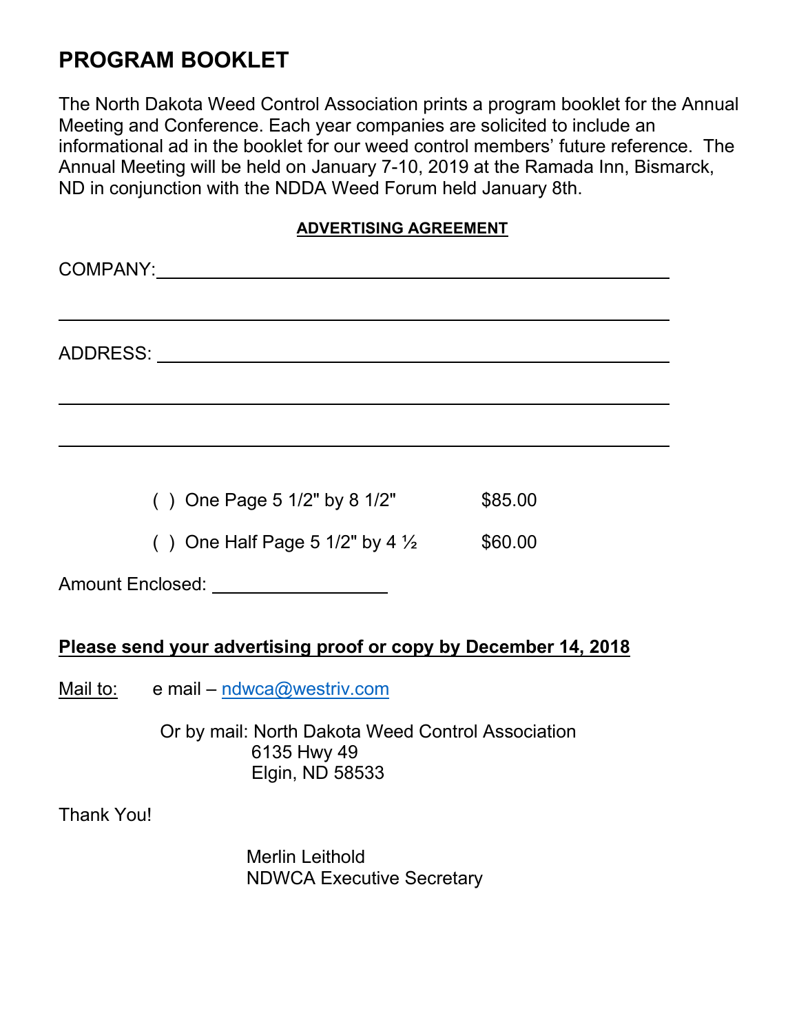# PROGRAM BOOKLET

The North Dakota Weed Control Association prints a program booklet for the Annual Meeting and Conference. Each year companies are solicited to include an informational ad in the booklet for our weed control members' future reference. The Annual Meeting will be held on January 7-10, 2019 at the Ramada Inn, Bismarck, ND in conjunction with the NDDA Weed Forum held January 8th.

**ADVERTISING AGREEMENT**

COMPANY: ______________________________________________

______________________________________________________

ADDRESS: ______________________________________________

______________________________________________________

______________________________________________________

( ) One Page 5 1/2" by 8 1/2" $85.00

( ) One Half Page 5 1/2" by 4 ½ $60.00

Amount Enclosed: ________________

**Please send your advertising proof or copy by December 14, 2018**

Mail to: e mail – ndwca@westriv.com

Or by mail: North Dakota Weed Control Association
6135 Hwy 49
Elgin, ND 58533

Thank You!

Merlin Leithold
NDWCA Executive Secretary